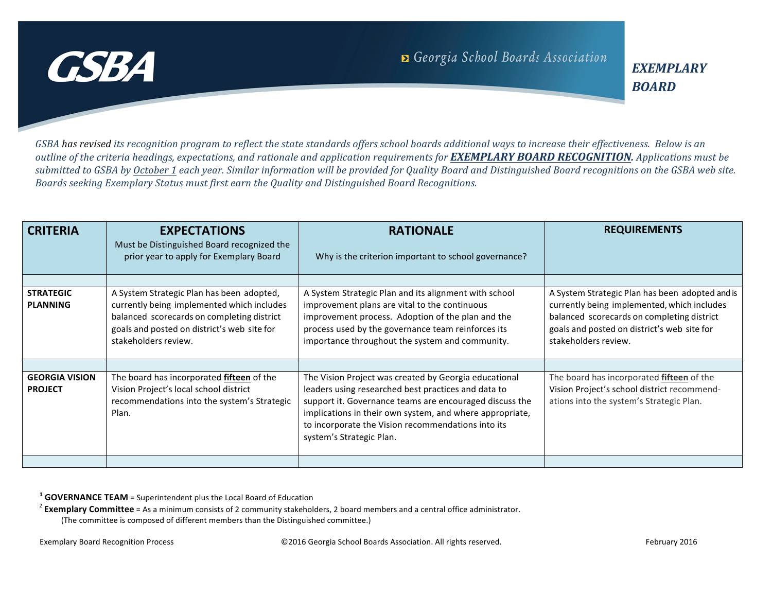# GSBA

Georgia School Boards Association

***EXEMPLARY BOARD***

*GSBA has revised its recognition program to reflect the state standards offers school boards additional ways to increase their effectiveness. Below is an outline of the criteria headings, expectations, and rationale and application requirements for **EXEMPLARY BOARD RECOGNITION**. Applications must be submitted to GSBA by October 1 each year. Similar information will be provided for Quality Board and Distinguished Board recognitions on the GSBA web site. Boards seeking Exemplary Status must first earn the Quality and Distinguished Board Recognitions.*

| CRITERIA | EXPECTATIONS<br>Must be Distinguished Board recognized the prior year to apply for Exemplary Board | RATIONALE<br>Why is the criterion important to school governance? | REQUIREMENTS |
|---|---|---|---|
| | | | |
| **STRATEGIC PLANNING** | A System Strategic Plan has been adopted, currently being implemented which includes balanced scorecards on completing district goals and posted on district's web site for stakeholders review. | A System Strategic Plan and its alignment with school improvement plans are vital to the continuous improvement process. Adoption of the plan and the process used by the governance team reinforces its importance throughout the system and community. | A System Strategic Plan has been adopted and is currently being implemented, which includes balanced scorecards on completing district goals and posted on district's web site for stakeholders review. |
| | | | |
| **GEORGIA VISION PROJECT** | The board has incorporated **fifteen** of the Vision Project's local school district recommendations into the system's Strategic Plan. | The Vision Project was created by Georgia educational leaders using researched best practices and data to support it. Governance teams are encouraged discuss the implications in their own system, and where appropriate, to incorporate the Vision recommendations into its system's Strategic Plan. | The board has incorporated **fifteen** of the Vision Project's school district recommend-ations into the system's Strategic Plan. |
| | | | |

[1] **GOVERNANCE TEAM** = Superintendent plus the Local Board of Education

[2] **Exemplary Committee** = As a minimum consists of 2 community stakeholders, 2 board members and a central office administrator. (The committee is composed of different members than the Distinguished committee.)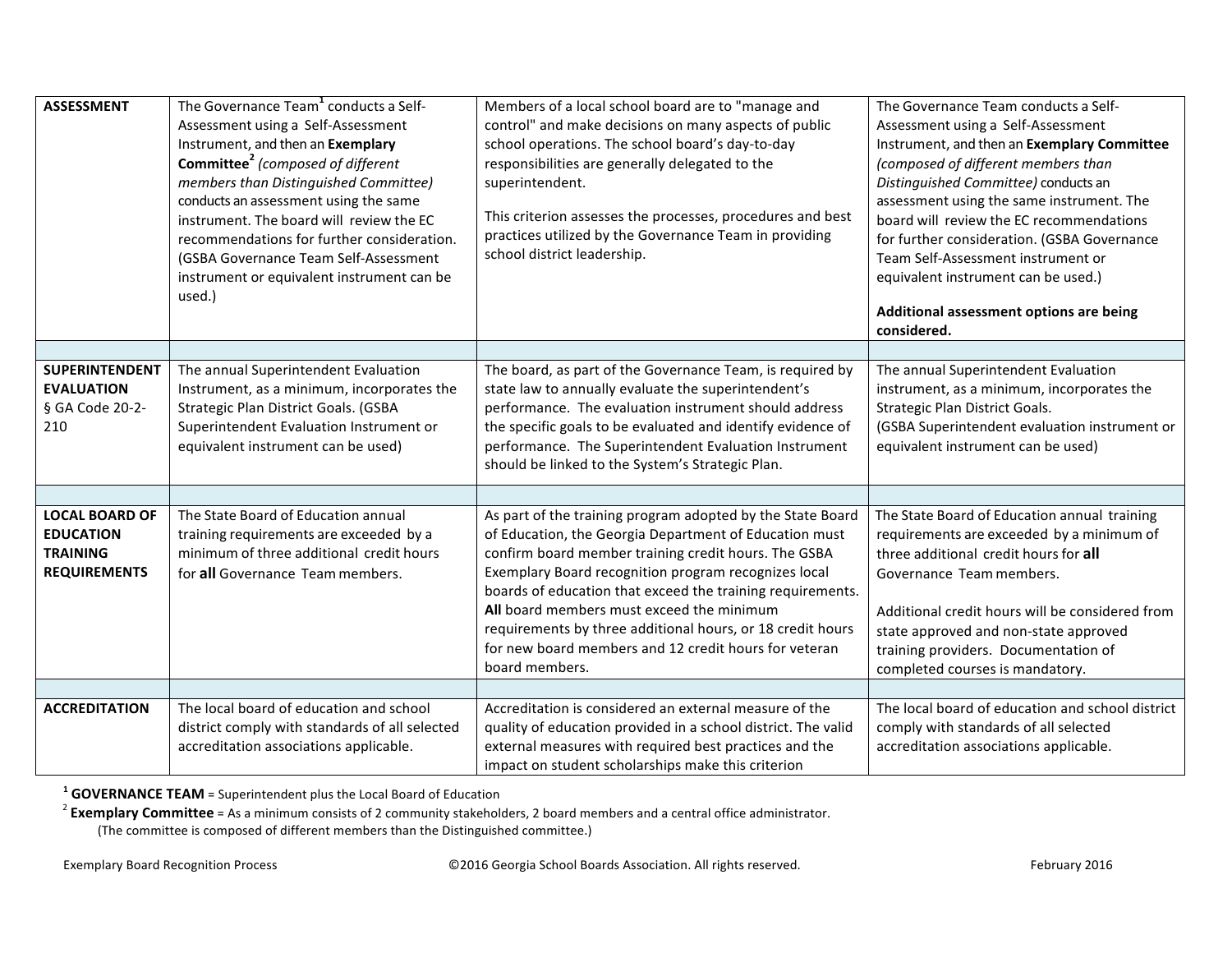| | | | |
|---|---|---|---|
| **ASSESSMENT** | The Governance Team[1] conducts a Self-Assessment using a Self-Assessment Instrument, and then an **Exemplary Committee**[2] *(composed of different members than Distinguished Committee)* conducts an assessment using the same instrument. The board will review the EC recommendations for further consideration. (GSBA Governance Team Self-Assessment instrument or equivalent instrument can be used.) | Members of a local school board are to "manage and control" and make decisions on many aspects of public school operations. The school board's day-to-day responsibilities are generally delegated to the superintendent.<br><br>This criterion assesses the processes, procedures and best practices utilized by the Governance Team in providing school district leadership. | The Governance Team conducts a Self-Assessment using a Self-Assessment Instrument, and then an **Exemplary Committee** *(composed of different members than Distinguished Committee)* conducts an assessment using the same instrument. The board will review the EC recommendations for further consideration. (GSBA Governance Team Self-Assessment instrument or equivalent instrument can be used.)<br><br>**Additional assessment options are being considered.** |
| | | | |
| **SUPERINTENDENT EVALUATION** § GA Code 20-2-210 | The annual Superintendent Evaluation Instrument, as a minimum, incorporates the Strategic Plan District Goals. (GSBA Superintendent Evaluation Instrument or equivalent instrument can be used) | The board, as part of the Governance Team, is required by state law to annually evaluate the superintendent's performance. The evaluation instrument should address the specific goals to be evaluated and identify evidence of performance. The Superintendent Evaluation Instrument should be linked to the System's Strategic Plan. | The annual Superintendent Evaluation instrument, as a minimum, incorporates the Strategic Plan District Goals. (GSBA Superintendent evaluation instrument or equivalent instrument can be used) |
| | | | |
| **LOCAL BOARD OF EDUCATION TRAINING REQUIREMENTS** | The State Board of Education annual training requirements are exceeded by a minimum of three additional credit hours for **all** Governance Team members. | As part of the training program adopted by the State Board of Education, the Georgia Department of Education must confirm board member training credit hours. The GSBA Exemplary Board recognition program recognizes local boards of education that exceed the training requirements. **All** board members must exceed the minimum requirements by three additional hours, or 18 credit hours for new board members and 12 credit hours for veteran board members. | The State Board of Education annual training requirements are exceeded by a minimum of three additional credit hours for **all** Governance Team members.<br><br>Additional credit hours will be considered from state approved and non-state approved training providers. Documentation of completed courses is mandatory. |
| | | | |
| **ACCREDITATION** | The local board of education and school district comply with standards of all selected accreditation associations applicable. | Accreditation is considered an external measure of the quality of education provided in a school district. The valid external measures with required best practices and the impact on student scholarships make this criterion | The local board of education and school district comply with standards of all selected accreditation associations applicable. |

[1] **GOVERNANCE TEAM** = Superintendent plus the Local Board of Education

[2] **Exemplary Committee** = As a minimum consists of 2 community stakeholders, 2 board members and a central office administrator. (The committee is composed of different members than the Distinguished committee.)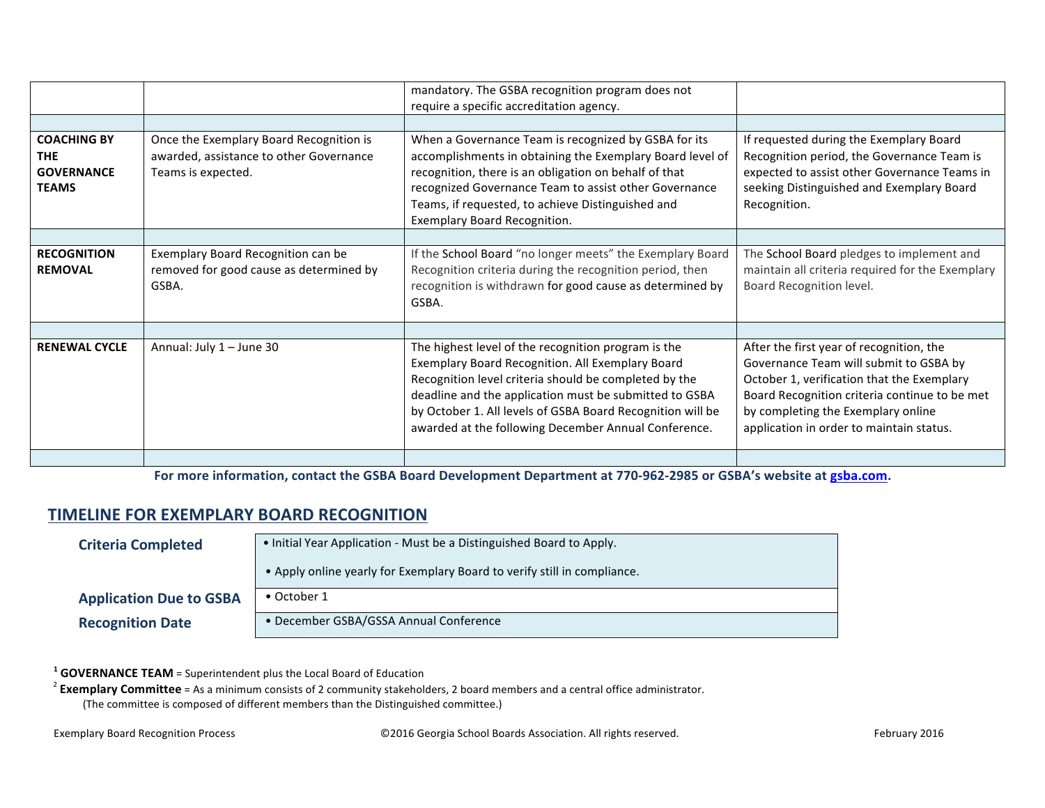| | | | |
|---|---|---|---|
| | | mandatory. The GSBA recognition program does not require a specific accreditation agency. | |
| | | | |
| **COACHING BY THE GOVERNANCE TEAMS** | Once the Exemplary Board Recognition is awarded, assistance to other Governance Teams is expected. | When a Governance Team is recognized by GSBA for its accomplishments in obtaining the Exemplary Board level of recognition, there is an obligation on behalf of that recognized Governance Team to assist other Governance Teams, if requested, to achieve Distinguished and Exemplary Board Recognition. | If requested during the Exemplary Board Recognition period, the Governance Team is expected to assist other Governance Teams in seeking Distinguished and Exemplary Board Recognition. |
| | | | |
| **RECOGNITION REMOVAL** | Exemplary Board Recognition can be removed for good cause as determined by GSBA. | If the School Board "no longer meets" the Exemplary Board Recognition criteria during the recognition period, then recognition is withdrawn for good cause as determined by GSBA. | The School Board pledges to implement and maintain all criteria required for the Exemplary Board Recognition level. |
| | | | |
| **RENEWAL CYCLE** | Annual: July 1 – June 30 | The highest level of the recognition program is the Exemplary Board Recognition. All Exemplary Board Recognition level criteria should be completed by the deadline and the application must be submitted to GSBA by October 1. All levels of GSBA Board Recognition will be awarded at the following December Annual Conference. | After the first year of recognition, the Governance Team will submit to GSBA by October 1, verification that the Exemplary Board Recognition criteria continue to be met by completing the Exemplary online application in order to maintain status. |
| | | | |

**For more information, contact the GSBA Board Development Department at 770-962-2985 or GSBA's website at gsba.com.**

## TIMELINE FOR EXEMPLARY BOARD RECOGNITION

| | |
|---|---|
| **Criteria Completed** | • Initial Year Application - Must be a Distinguished Board to Apply.<br>• Apply online yearly for Exemplary Board to verify still in compliance. |
| **Application Due to GSBA** | • October 1 |
| **Recognition Date** | • December GSBA/GSSA Annual Conference |

[1] **GOVERNANCE TEAM** = Superintendent plus the Local Board of Education

[2] **Exemplary Committee** = As a minimum consists of 2 community stakeholders, 2 board members and a central office administrator. (The committee is composed of different members than the Distinguished committee.)